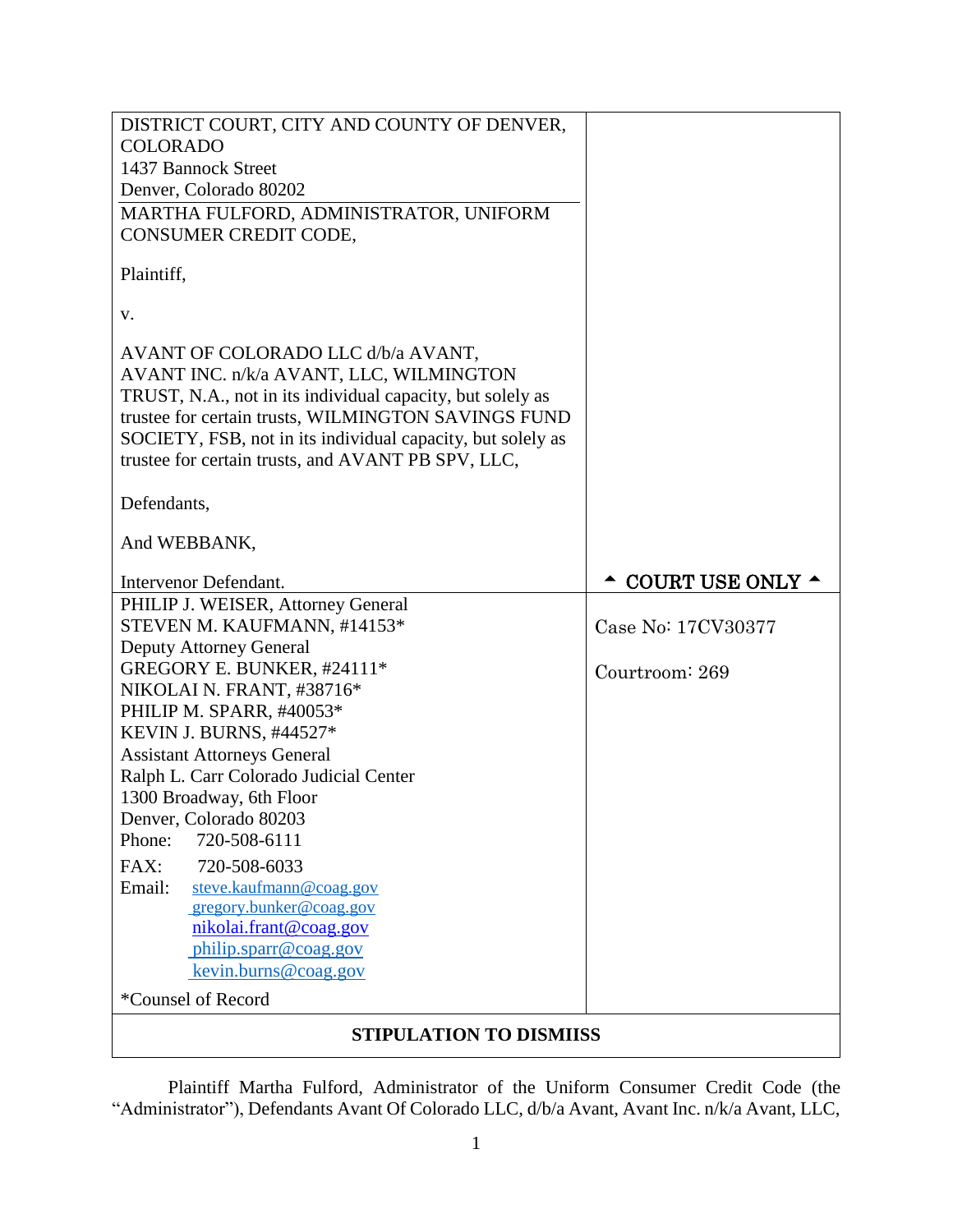| DISTRICT COURT, CITY AND COUNTY OF DENVER, COLORADO<br>1437 Bannock Street<br>Denver, Colorado 80202 | |
|---|---|
| MARTHA FULFORD, ADMINISTRATOR, UNIFORM CONSUMER CREDIT CODE,<br><br>Plaintiff,<br><br>v.<br><br>AVANT OF COLORADO LLC d/b/a AVANT, AVANT INC. n/k/a AVANT, LLC, WILMINGTON TRUST, N.A., not in its individual capacity, but solely as trustee for certain trusts, WILMINGTON SAVINGS FUND SOCIETY, FSB, not in its individual capacity, but solely as trustee for certain trusts, and AVANT PB SPV, LLC,<br><br>Defendants,<br><br>And WEBBANK,<br><br>Intervenor Defendant. | ▲ COURT USE ONLY ▲ |
| PHILIP J. WEISER, Attorney General<br>STEVEN M. KAUFMANN, #14153*<br>Deputy Attorney General<br>GREGORY E. BUNKER, #24111*<br>NIKOLAI N. FRANT, #38716*<br>PHILIP M. SPARR, #40053*<br>KEVIN J. BURNS, #44527*<br>Assistant Attorneys General<br>Ralph L. Carr Colorado Judicial Center<br>1300 Broadway, 6th Floor<br>Denver, Colorado 80203<br>Phone: 720-508-6111<br>FAX: 720-508-6033<br>Email: steve.kaufmann@coag.gov<br>gregory.bunker@coag.gov<br>nikolai.frant@coag.gov<br>philip.sparr@coag.gov<br>kevin.burns@coag.gov<br><br>*Counsel of Record | Case No: 17CV30377<br><br>Courtroom: 269 |

**STIPULATION TO DISMIISS**

Plaintiff Martha Fulford, Administrator of the Uniform Consumer Credit Code (the "Administrator"), Defendants Avant Of Colorado LLC, d/b/a Avant, Avant Inc. n/k/a Avant, LLC,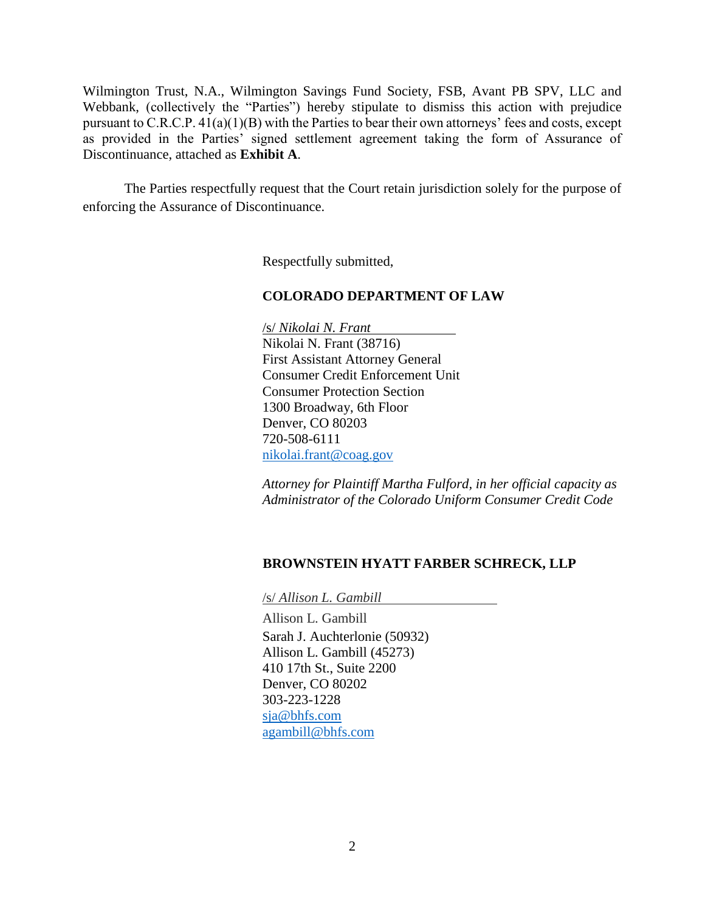Wilmington Trust, N.A., Wilmington Savings Fund Society, FSB, Avant PB SPV, LLC and Webbank, (collectively the "Parties") hereby stipulate to dismiss this action with prejudice pursuant to C.R.C.P. 41(a)(1)(B) with the Parties to bear their own attorneys' fees and costs, except as provided in the Parties' signed settlement agreement taking the form of Assurance of Discontinuance, attached as **Exhibit A**.

The Parties respectfully request that the Court retain jurisdiction solely for the purpose of enforcing the Assurance of Discontinuance.

Respectfully submitted,

**COLORADO DEPARTMENT OF LAW**

/s/ *Nikolai N. Frant*
Nikolai N. Frant (38716)
First Assistant Attorney General
Consumer Credit Enforcement Unit
Consumer Protection Section
1300 Broadway, 6th Floor
Denver, CO 80203
720-508-6111
nikolai.frant@coag.gov

*Attorney for Plaintiff Martha Fulford, in her official capacity as Administrator of the Colorado Uniform Consumer Credit Code*

**BROWNSTEIN HYATT FARBER SCHRECK, LLP**

/s/ *Allison L. Gambill*
Allison L. Gambill
Sarah J. Auchterlonie (50932)
Allison L. Gambill (45273)
410 17th St., Suite 2200
Denver, CO 80202
303-223-1228
sja@bhfs.com
agambill@bhfs.com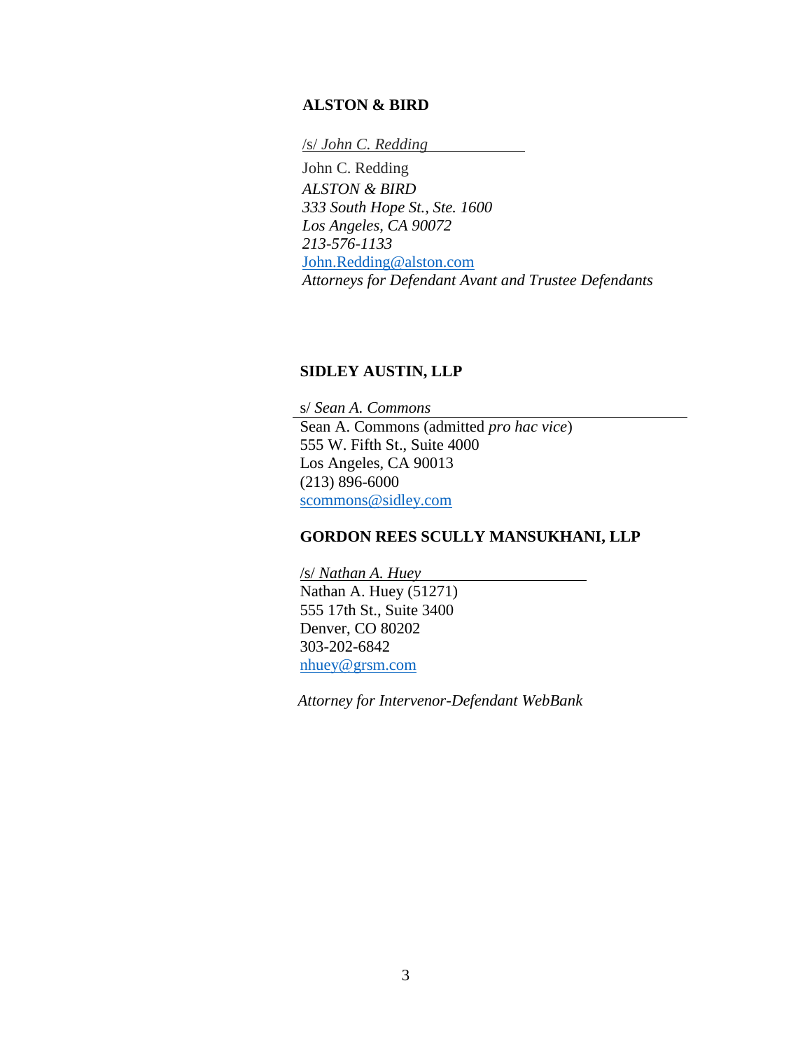**ALSTON & BIRD**

/s/ *John C. Redding*

John C. Redding
*ALSTON & BIRD*
*333 South Hope St., Ste. 1600*
*Los Angeles, CA 90072*
*213-576-1133*
John.Redding@alston.com
*Attorneys for Defendant Avant and Trustee Defendants*

**SIDLEY AUSTIN, LLP**

s/ *Sean A. Commons*

Sean A. Commons (admitted *pro hac vice*)
555 W. Fifth St., Suite 4000
Los Angeles, CA 90013
(213) 896-6000
scommons@sidley.com

**GORDON REES SCULLY MANSUKHANI, LLP**

/s/ *Nathan A. Huey*

Nathan A. Huey (51271)
555 17th St., Suite 3400
Denver, CO 80202
303-202-6842
nhuey@grsm.com

*Attorney for Intervenor-Defendant WebBank*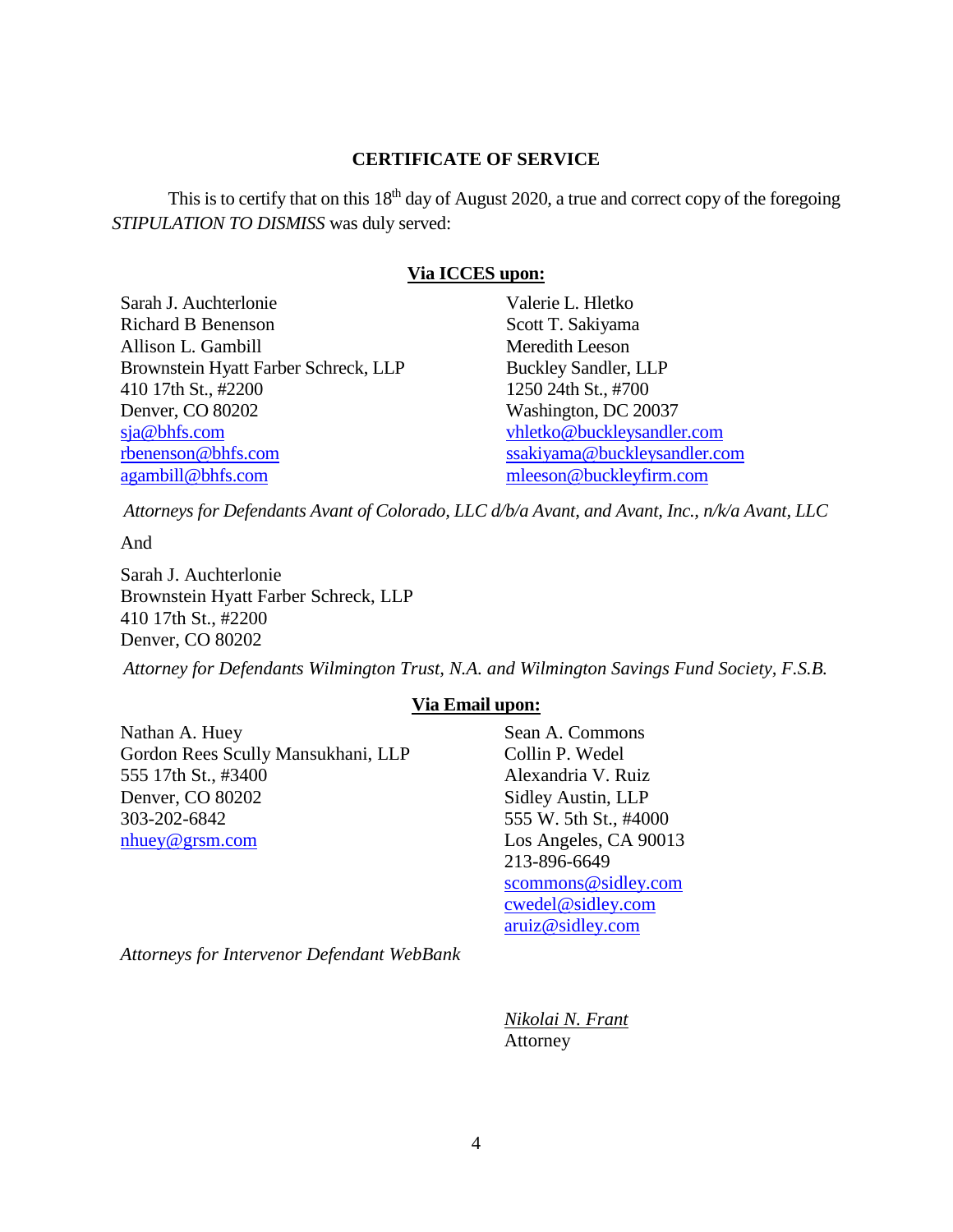**CERTIFICATE OF SERVICE**

This is to certify that on this 18th day of August 2020, a true and correct copy of the foregoing *STIPULATION TO DISMISS* was duly served:

**Via ICCES upon:**

Sarah J. Auchterlonie
Richard B Benenson
Allison L. Gambill
Brownstein Hyatt Farber Schreck, LLP
410 17th St., #2200
Denver, CO 80202
sja@bhfs.com
rbenenson@bhfs.com
agambill@bhfs.com

Valerie L. Hletko
Scott T. Sakiyama
Meredith Leeson
Buckley Sandler, LLP
1250 24th St., #700
Washington, DC 20037
vhletko@buckleysandler.com
ssakiyama@buckleysandler.com
mleeson@buckleyfirm.com

*Attorneys for Defendants Avant of Colorado, LLC d/b/a Avant, and Avant, Inc., n/k/a Avant, LLC*

And

Sarah J. Auchterlonie
Brownstein Hyatt Farber Schreck, LLP
410 17th St., #2200
Denver, CO 80202

*Attorney for Defendants Wilmington Trust, N.A. and Wilmington Savings Fund Society, F.S.B.*

**Via Email upon:**

Nathan A. Huey
Gordon Rees Scully Mansukhani, LLP
555 17th St., #3400
Denver, CO 80202
303-202-6842
nhuey@grsm.com

Sean A. Commons
Collin P. Wedel
Alexandria V. Ruiz
Sidley Austin, LLP
555 W. 5th St., #4000
Los Angeles, CA 90013
213-896-6649
scommons@sidley.com
cwedel@sidley.com
aruiz@sidley.com

*Attorneys for Intervenor Defendant WebBank*

*Nikolai N. Frant*
Attorney